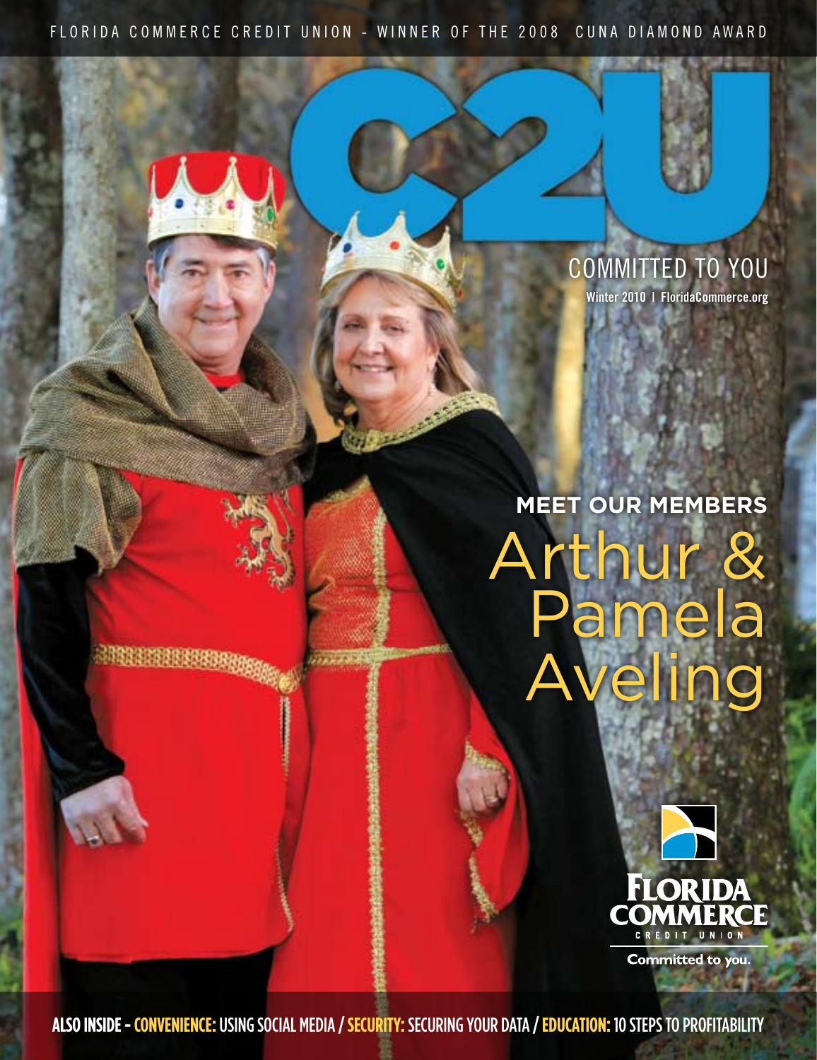FLORIDA COMMERCE CREDIT UNION - WINNER OF THE 2008 CUNA DIAMOND AWARD

# C2U

## COMMITTED TO YOU

Winter 2010 | FloridaCommerce.org

**MEET OUR MEMBERS**

# Arthur & Pamela Aveling

FLORIDA COMMERCE CREDIT UNION

Committed to you.

**ALSO INSIDE - CONVENIENCE:** USING SOCIAL MEDIA / **SECURITY:** SECURING YOUR DATA / **EDUCATION:** 10 STEPS TO PROFITABILITY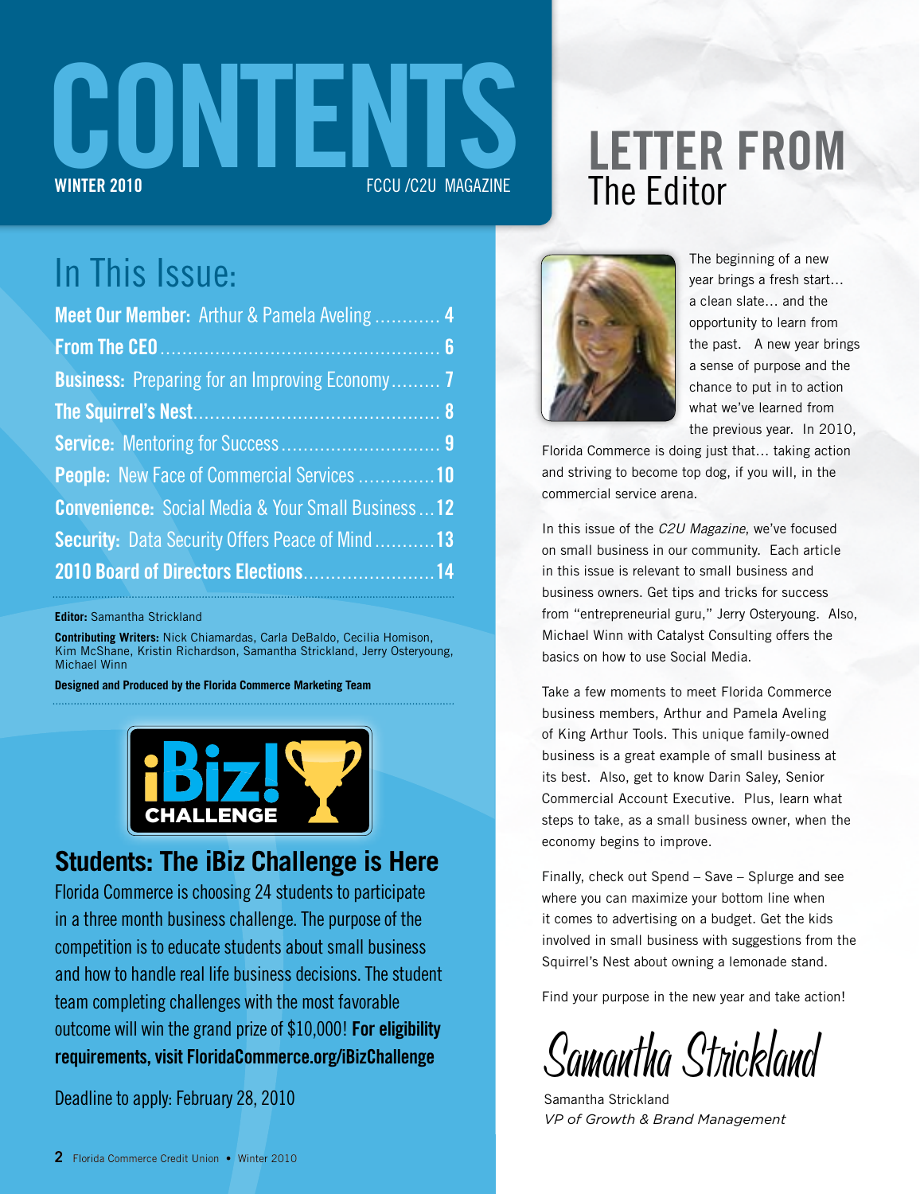# CONTENTS

WINTER 2010 FCCU /C2U MAGAZINE

## In This Issue:

**Meet Our Member:** Arthur & Pamela Aveling ............ 4
**From The CEO** ................................................... 6
**Business:** Preparing for an Improving Economy ......... 7
**The Squirrel's Nest** ............................................. 8
**Service:** Mentoring for Success ............................ 9
**People:** New Face of Commercial Services ..............10
**Convenience:** Social Media & Your Small Business ...12
**Security:** Data Security Offers Peace of Mind ...........13
**2010 Board of Directors Elections** ........................14

**Editor:** Samantha Strickland

**Contributing Writers:** Nick Chiamardas, Carla DeBaldo, Cecilia Homison, Kim McShane, Kristin Richardson, Samantha Strickland, Jerry Osteryoung, Michael Winn

**Designed and Produced by the Florida Commerce Marketing Team**

iBiz! CHALLENGE

## Students: The iBiz Challenge is Here

Florida Commerce is choosing 24 students to participate in a three month business challenge. The purpose of the competition is to educate students about small business and how to handle real life business decisions. The student team completing challenges with the most favorable outcome will win the grand prize of $10,000! **For eligibility requirements, visit FloridaCommerce.org/iBizChallenge**

Deadline to apply: February 28, 2010

# LETTER FROM The Editor

The beginning of a new year brings a fresh start… a clean slate… and the opportunity to learn from the past. A new year brings a sense of purpose and the chance to put in to action what we've learned from the previous year. In 2010, Florida Commerce is doing just that… taking action and striving to become top dog, if you will, in the commercial service arena.

In this issue of the *C2U Magazine*, we've focused on small business in our community. Each article in this issue is relevant to small business and business owners. Get tips and tricks for success from "entrepreneurial guru," Jerry Osteryoung. Also, Michael Winn with Catalyst Consulting offers the basics on how to use Social Media.

Take a few moments to meet Florida Commerce business members, Arthur and Pamela Aveling of King Arthur Tools. This unique family-owned business is a great example of small business at its best. Also, get to know Darin Saley, Senior Commercial Account Executive. Plus, learn what steps to take, as a small business owner, when the economy begins to improve.

Finally, check out Spend – Save – Splurge and see where you can maximize your bottom line when it comes to advertising on a budget. Get the kids involved in small business with suggestions from the Squirrel's Nest about owning a lemonade stand.

Find your purpose in the new year and take action!

Samantha Strickland

Samantha Strickland
*VP of Growth & Brand Management*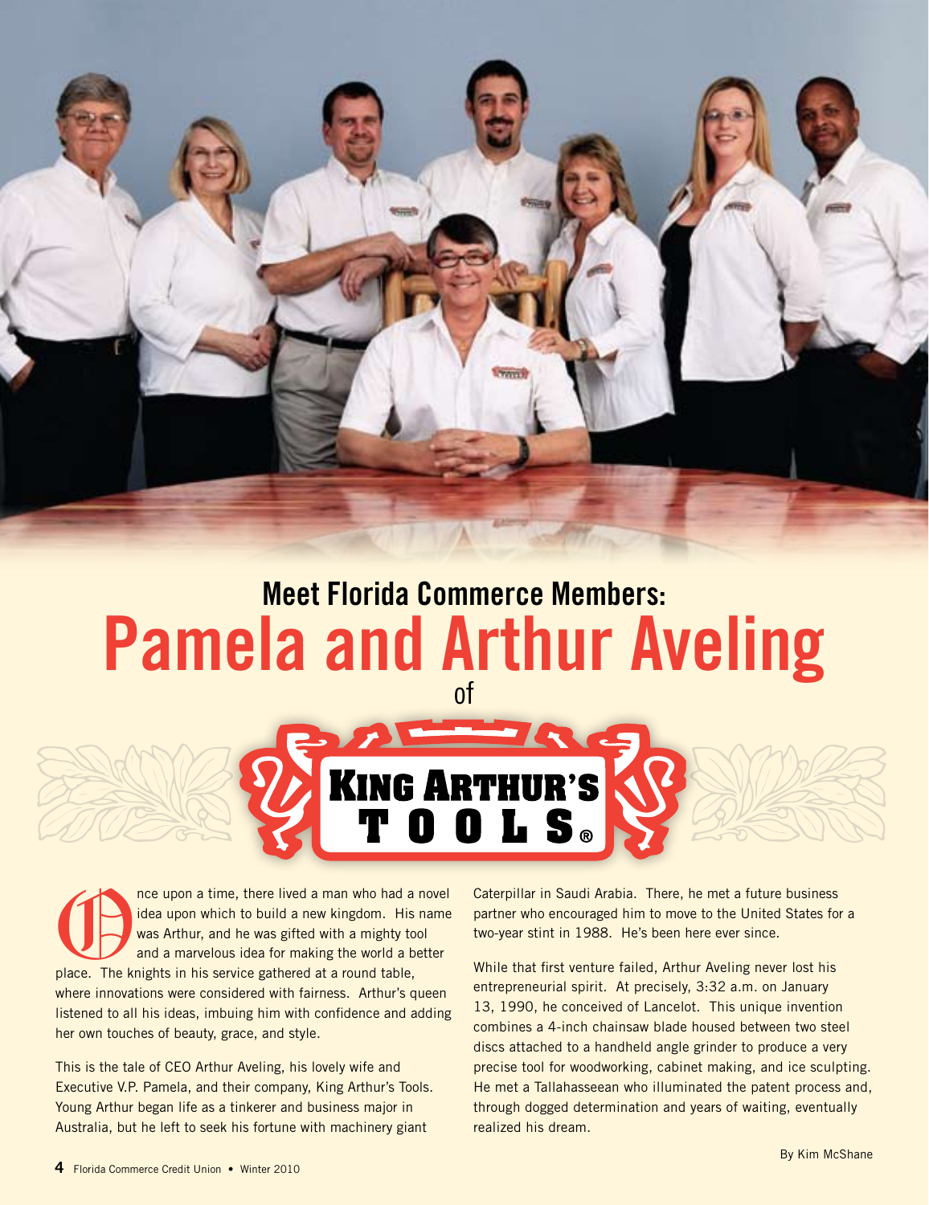## Meet Florida Commerce Members:

# Pamela and Arthur Aveling

of

KING ARTHUR'S TOOLS®

Once upon a time, there lived a man who had a novel idea upon which to build a new kingdom. His name was Arthur, and he was gifted with a mighty tool and a marvelous idea for making the world a better place. The knights in his service gathered at a round table, where innovations were considered with fairness. Arthur's queen listened to all his ideas, imbuing him with confidence and adding her own touches of beauty, grace, and style.

This is the tale of CEO Arthur Aveling, his lovely wife and Executive V.P. Pamela, and their company, King Arthur's Tools. Young Arthur began life as a tinkerer and business major in Australia, but he left to seek his fortune with machinery giant Caterpillar in Saudi Arabia. There, he met a future business partner who encouraged him to move to the United States for a two-year stint in 1988. He's been here ever since.

While that first venture failed, Arthur Aveling never lost his entrepreneurial spirit. At precisely, 3:32 a.m. on January 13, 1990, he conceived of Lancelot. This unique invention combines a 4-inch chainsaw blade housed between two steel discs attached to a handheld angle grinder to produce a very precise tool for woodworking, cabinet making, and ice sculpting. He met a Tallahasseean who illuminated the patent process and, through dogged determination and years of waiting, eventually realized his dream.

By Kim McShane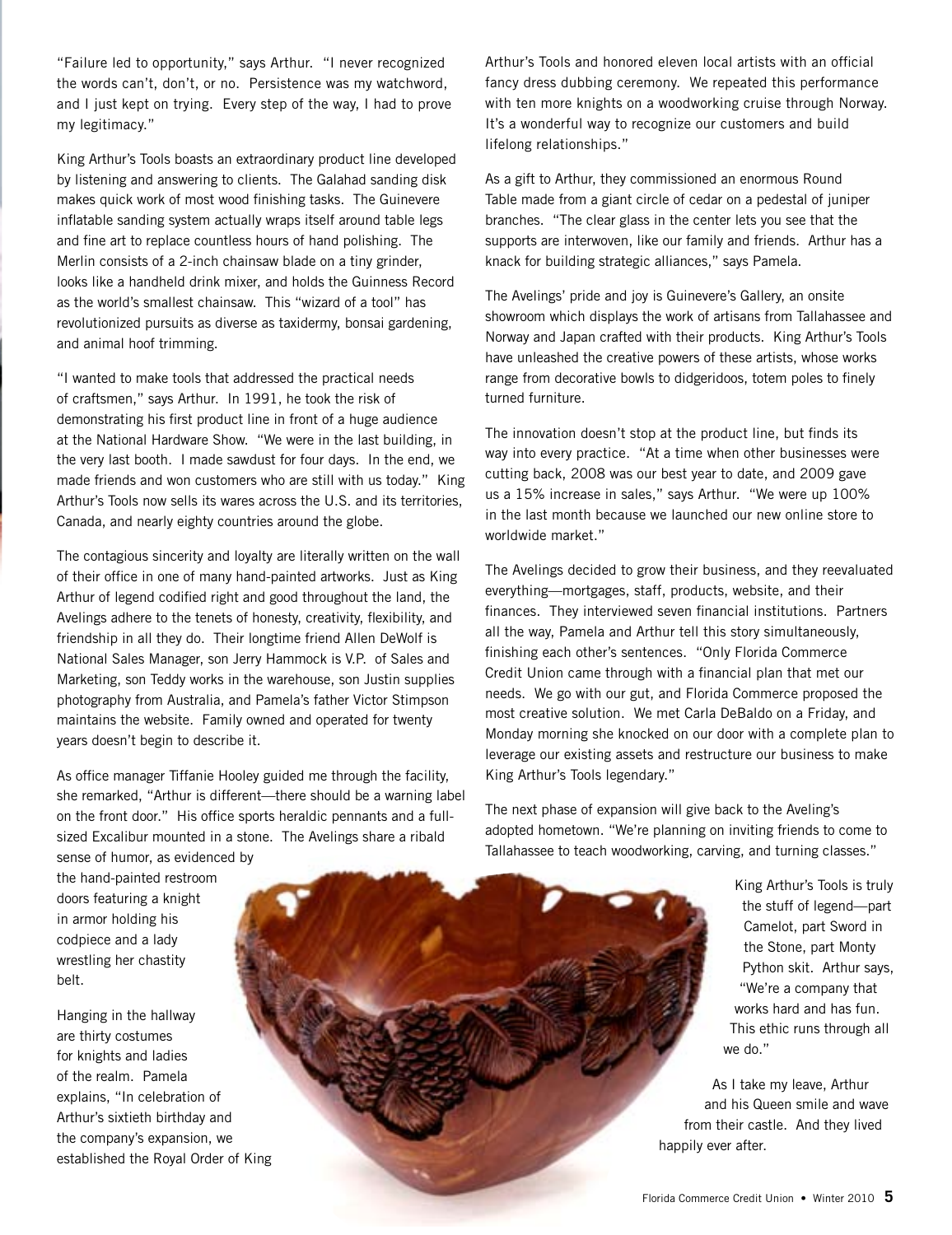"Failure led to opportunity," says Arthur. "I never recognized the words can't, don't, or no. Persistence was my watchword, and I just kept on trying. Every step of the way, I had to prove my legitimacy."

King Arthur's Tools boasts an extraordinary product line developed by listening and answering to clients. The Galahad sanding disk makes quick work of most wood finishing tasks. The Guinevere inflatable sanding system actually wraps itself around table legs and fine art to replace countless hours of hand polishing. The Merlin consists of a 2-inch chainsaw blade on a tiny grinder, looks like a handheld drink mixer, and holds the Guinness Record as the world's smallest chainsaw. This "wizard of a tool" has revolutionized pursuits as diverse as taxidermy, bonsai gardening, and animal hoof trimming.

"I wanted to make tools that addressed the practical needs of craftsmen," says Arthur. In 1991, he took the risk of demonstrating his first product line in front of a huge audience at the National Hardware Show. "We were in the last building, in the very last booth. I made sawdust for four days. In the end, we made friends and won customers who are still with us today." King Arthur's Tools now sells its wares across the U.S. and its territories, Canada, and nearly eighty countries around the globe.

The contagious sincerity and loyalty are literally written on the wall of their office in one of many hand-painted artworks. Just as King Arthur of legend codified right and good throughout the land, the Avelings adhere to the tenets of honesty, creativity, flexibility, and friendship in all they do. Their longtime friend Allen DeWolf is National Sales Manager, son Jerry Hammock is V.P. of Sales and Marketing, son Teddy works in the warehouse, son Justin supplies photography from Australia, and Pamela's father Victor Stimpson maintains the website. Family owned and operated for twenty years doesn't begin to describe it.

As office manager Tiffanie Hooley guided me through the facility, she remarked, "Arthur is different—there should be a warning label on the front door." His office sports heraldic pennants and a full-sized Excalibur mounted in a stone. The Avelings share a ribald sense of humor, as evidenced by the hand-painted restroom doors featuring a knight in armor holding his codpiece and a lady wrestling her chastity belt.

Hanging in the hallway are thirty costumes for knights and ladies of the realm. Pamela explains, "In celebration of Arthur's sixtieth birthday and the company's expansion, we established the Royal Order of King Arthur's Tools and honored eleven local artists with an official fancy dress dubbing ceremony. We repeated this performance with ten more knights on a woodworking cruise through Norway. It's a wonderful way to recognize our customers and build lifelong relationships."

As a gift to Arthur, they commissioned an enormous Round Table made from a giant circle of cedar on a pedestal of juniper branches. "The clear glass in the center lets you see that the supports are interwoven, like our family and friends. Arthur has a knack for building strategic alliances," says Pamela.

The Avelings' pride and joy is Guinevere's Gallery, an onsite showroom which displays the work of artisans from Tallahassee and Norway and Japan crafted with their products. King Arthur's Tools have unleashed the creative powers of these artists, whose works range from decorative bowls to didgeridoos, totem poles to finely turned furniture.

The innovation doesn't stop at the product line, but finds its way into every practice. "At a time when other businesses were cutting back, 2008 was our best year to date, and 2009 gave us a 15% increase in sales," says Arthur. "We were up 100% in the last month because we launched our new online store to worldwide market."

The Avelings decided to grow their business, and they reevaluated everything—mortgages, staff, products, website, and their finances. They interviewed seven financial institutions. Partners all the way, Pamela and Arthur tell this story simultaneously, finishing each other's sentences. "Only Florida Commerce Credit Union came through with a financial plan that met our needs. We go with our gut, and Florida Commerce proposed the most creative solution. We met Carla DeBaldo on a Friday, and Monday morning she knocked on our door with a complete plan to leverage our existing assets and restructure our business to make King Arthur's Tools legendary."

The next phase of expansion will give back to the Aveling's adopted hometown. "We're planning on inviting friends to come to Tallahassee to teach woodworking, carving, and turning classes."

King Arthur's Tools is truly the stuff of legend—part Camelot, part Sword in the Stone, part Monty Python skit. Arthur says, "We're a company that works hard and has fun. This ethic runs through all we do."

As I take my leave, Arthur and his Queen smile and wave from their castle. And they lived happily ever after.